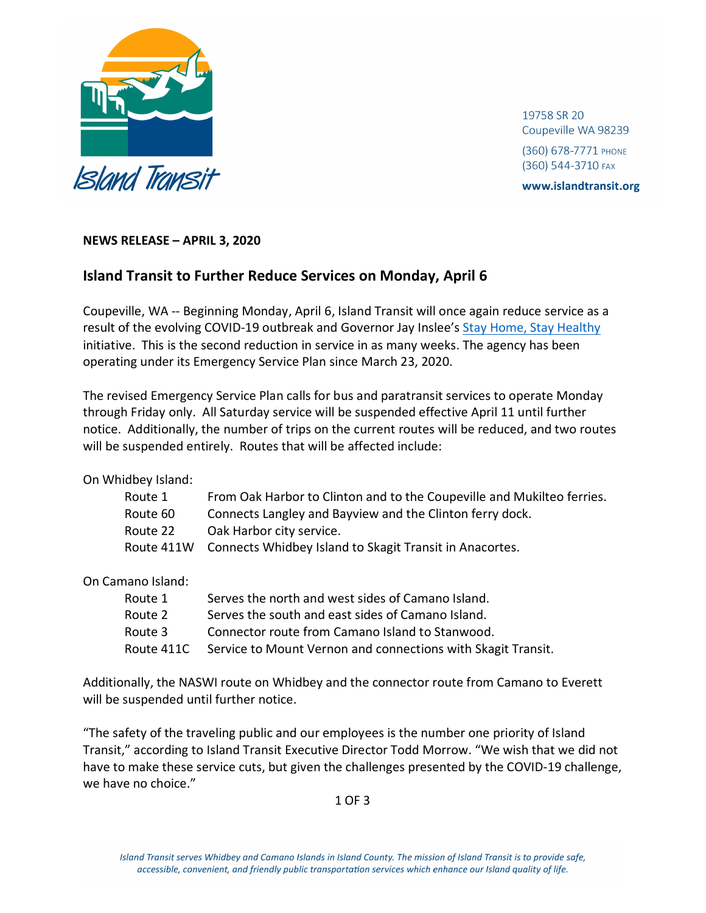Island Transit

19758 SR 20
Coupeville WA 98239
(360) 678-7771 PHONE
(360) 544-3710 FAX
www.islandtransit.org

**NEWS RELEASE – APRIL 3, 2020**

## Island Transit to Further Reduce Services on Monday, April 6

Coupeville, WA -- Beginning Monday, April 6, Island Transit will once again reduce service as a result of the evolving COVID-19 outbreak and Governor Jay Inslee's Stay Home, Stay Healthy initiative. This is the second reduction in service in as many weeks. The agency has been operating under its Emergency Service Plan since March 23, 2020.

The revised Emergency Service Plan calls for bus and paratransit services to operate Monday through Friday only. All Saturday service will be suspended effective April 11 until further notice. Additionally, the number of trips on the current routes will be reduced, and two routes will be suspended entirely. Routes that will be affected include:

On Whidbey Island:

| | |
|---|---|
| Route 1 | From Oak Harbor to Clinton and to the Coupeville and Mukilteo ferries. |
| Route 60 | Connects Langley and Bayview and the Clinton ferry dock. |
| Route 22 | Oak Harbor city service. |
| Route 411W | Connects Whidbey Island to Skagit Transit in Anacortes. |

On Camano Island:

| | |
|---|---|
| Route 1 | Serves the north and west sides of Camano Island. |
| Route 2 | Serves the south and east sides of Camano Island. |
| Route 3 | Connector route from Camano Island to Stanwood. |
| Route 411C | Service to Mount Vernon and connections with Skagit Transit. |

Additionally, the NASWI route on Whidbey and the connector route from Camano to Everett will be suspended until further notice.

"The safety of the traveling public and our employees is the number one priority of Island Transit," according to Island Transit Executive Director Todd Morrow. "We wish that we did not have to make these service cuts, but given the challenges presented by the COVID-19 challenge, we have no choice."

*Island Transit serves Whidbey and Camano Islands in Island County. The mission of Island Transit is to provide safe, accessible, convenient, and friendly public transportation services which enhance our Island quality of life.*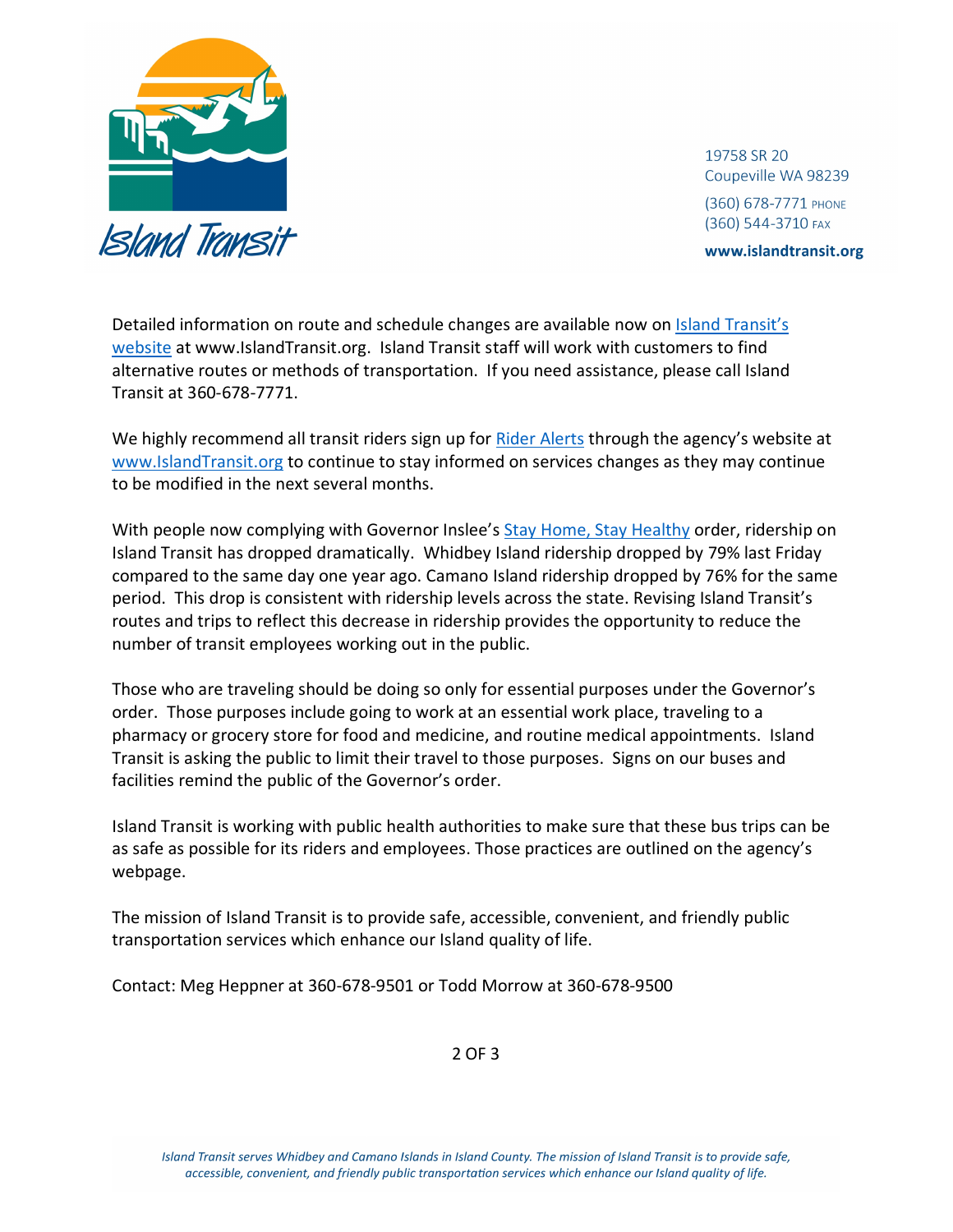Detailed information on route and schedule changes are available now on [Island Transit's website](http://www.IslandTransit.org) at www.IslandTransit.org. Island Transit staff will work with customers to find alternative routes or methods of transportation. If you need assistance, please call Island Transit at 360-678-7771.

We highly recommend all transit riders sign up for [Rider Alerts](http://www.IslandTransit.org) through the agency's website at [www.IslandTransit.org](http://www.IslandTransit.org) to continue to stay informed on services changes as they may continue to be modified in the next several months.

With people now complying with Governor Inslee's [Stay Home, Stay Healthy](#) order, ridership on Island Transit has dropped dramatically. Whidbey Island ridership dropped by 79% last Friday compared to the same day one year ago. Camano Island ridership dropped by 76% for the same period. This drop is consistent with ridership levels across the state. Revising Island Transit's routes and trips to reflect this decrease in ridership provides the opportunity to reduce the number of transit employees working out in the public.

Those who are traveling should be doing so only for essential purposes under the Governor's order. Those purposes include going to work at an essential work place, traveling to a pharmacy or grocery store for food and medicine, and routine medical appointments. Island Transit is asking the public to limit their travel to those purposes. Signs on our buses and facilities remind the public of the Governor's order.

Island Transit is working with public health authorities to make sure that these bus trips can be as safe as possible for its riders and employees. Those practices are outlined on the agency's webpage.

The mission of Island Transit is to provide safe, accessible, convenient, and friendly public transportation services which enhance our Island quality of life.

Contact: Meg Heppner at 360-678-9501 or Todd Morrow at 360-678-9500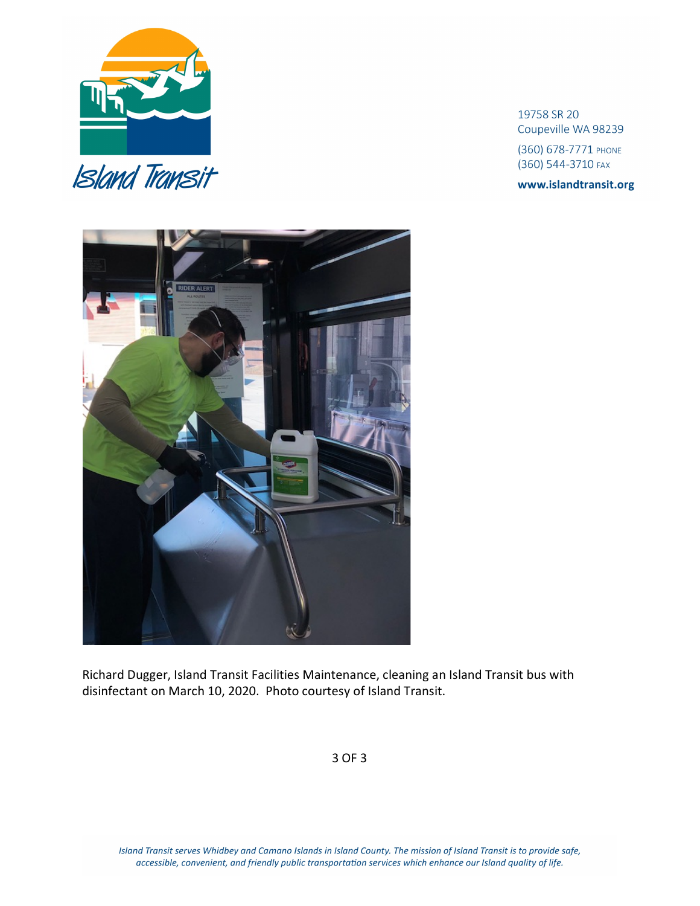19758 SR 20
Coupeville WA 98239

(360) 678-7771 PHONE
(360) 544-3710 FAX

**www.islandtransit.org**

Richard Dugger, Island Transit Facilities Maintenance, cleaning an Island Transit bus with disinfectant on March 10, 2020. Photo courtesy of Island Transit.

*Island Transit serves Whidbey and Camano Islands in Island County. The mission of Island Transit is to provide safe, accessible, convenient, and friendly public transportation services which enhance our Island quality of life.*